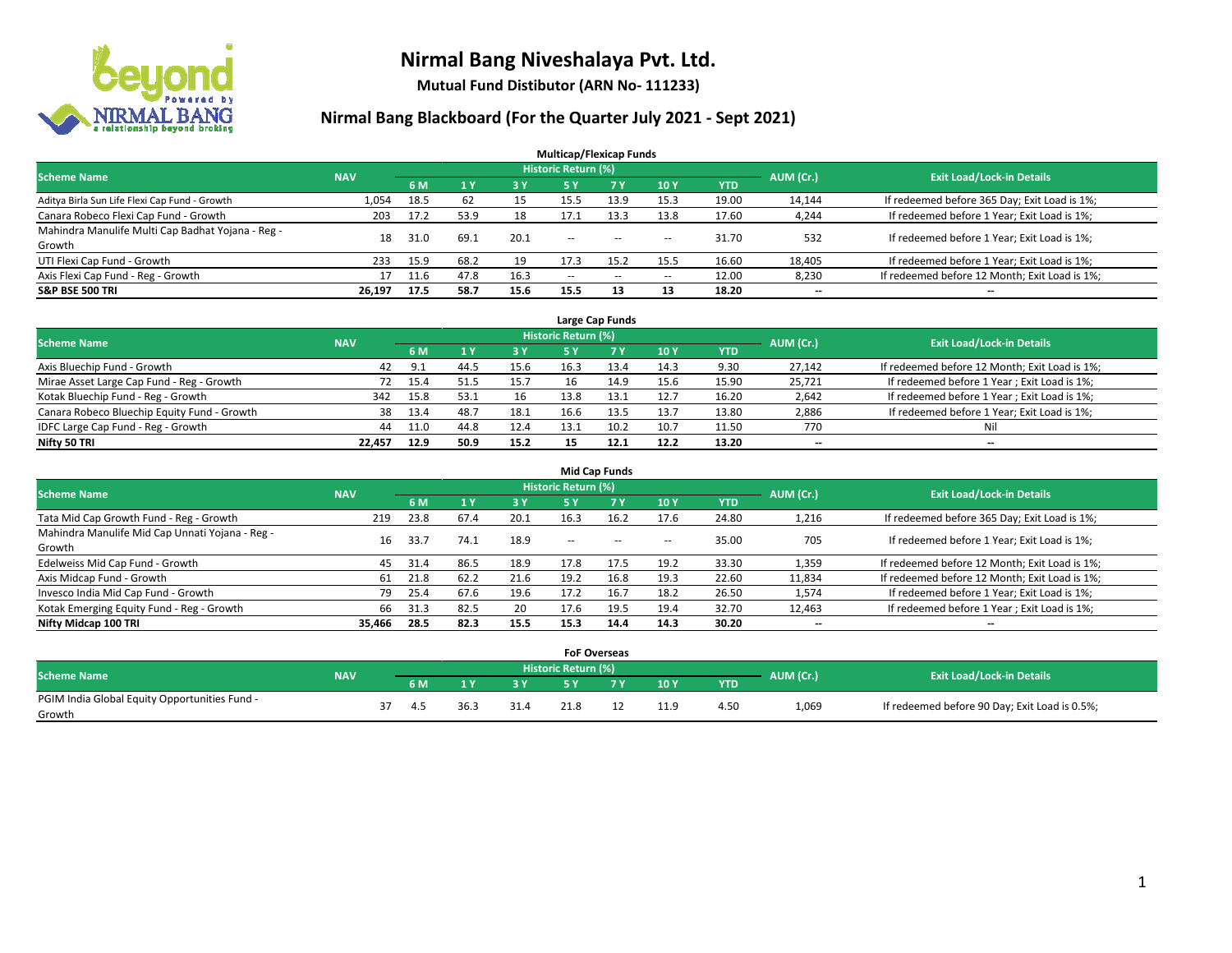# Nirmal Bang Niveshalaya Pvt. Ltd.

**Mutual Fund Distibutor (ARN No- 111233)**

## Nirmal Bang Blackboard (For the Quarter July 2021 - Sept 2021)

### Multicap/Flexicap Funds

| Scheme Name | NAV | Historic Return (%) | | | | | | | AUM (Cr.) | Exit Load/Lock-in Details |
|---|---|---|---|---|---|---|---|---|---|---|
| | | 6 M | 1 Y | 3 Y | 5 Y | 7 Y | 10 Y | YTD | | |
| Aditya Birla Sun Life Flexi Cap Fund - Growth | 1,054 | 18.5 | 62 | 15 | 15.5 | 13.9 | 15.3 | 19.00 | 14,144 | If redeemed before 365 Day; Exit Load is 1%; |
| Canara Robeco Flexi Cap Fund - Growth | 203 | 17.2 | 53.9 | 18 | 17.1 | 13.3 | 13.8 | 17.60 | 4,244 | If redeemed before 1 Year; Exit Load is 1%; |
| Mahindra Manulife Multi Cap Badhat Yojana - Reg - Growth | 18 | 31.0 | 69.1 | 20.1 | -- | -- | -- | 31.70 | 532 | If redeemed before 1 Year; Exit Load is 1%; |
| UTI Flexi Cap Fund - Growth | 233 | 15.9 | 68.2 | 19 | 17.3 | 15.2 | 15.5 | 16.60 | 18,405 | If redeemed before 1 Year; Exit Load is 1%; |
| Axis Flexi Cap Fund - Reg - Growth | 17 | 11.6 | 47.8 | 16.3 | -- | -- | -- | 12.00 | 8,230 | If redeemed before 12 Month; Exit Load is 1%; |
| **S&P BSE 500 TRI** | **26,197** | **17.5** | **58.7** | **15.6** | **15.5** | **13** | **13** | **18.20** | **--** | **--** |

### Large Cap Funds

| Scheme Name | NAV | Historic Return (%) | | | | | | | AUM (Cr.) | Exit Load/Lock-in Details |
|---|---|---|---|---|---|---|---|---|---|---|
| | | 6 M | 1 Y | 3 Y | 5 Y | 7 Y | 10 Y | YTD | | |
| Axis Bluechip Fund - Growth | 42 | 9.1 | 44.5 | 15.6 | 16.3 | 13.4 | 14.3 | 9.30 | 27,142 | If redeemed before 12 Month; Exit Load is 1%; |
| Mirae Asset Large Cap Fund - Reg - Growth | 72 | 15.4 | 51.5 | 15.7 | 16 | 14.9 | 15.6 | 15.90 | 25,721 | If redeemed before 1 Year ; Exit Load is 1%; |
| Kotak Bluechip Fund - Reg - Growth | 342 | 15.8 | 53.1 | 16 | 13.8 | 13.1 | 12.7 | 16.20 | 2,642 | If redeemed before 1 Year ; Exit Load is 1%; |
| Canara Robeco Bluechip Equity Fund - Growth | 38 | 13.4 | 48.7 | 18.1 | 16.6 | 13.5 | 13.7 | 13.80 | 2,886 | If redeemed before 1 Year; Exit Load is 1%; |
| IDFC Large Cap Fund - Reg - Growth | 44 | 11.0 | 44.8 | 12.4 | 13.1 | 10.2 | 10.7 | 11.50 | 770 | Nil |
| **Nifty 50 TRI** | **22,457** | **12.9** | **50.9** | **15.2** | **15** | **12.1** | **12.2** | **13.20** | **--** | **--** |

### Mid Cap Funds

| Scheme Name | NAV | Historic Return (%) | | | | | | | AUM (Cr.) | Exit Load/Lock-in Details |
|---|---|---|---|---|---|---|---|---|---|---|
| | | 6 M | 1 Y | 3 Y | 5 Y | 7 Y | 10 Y | YTD | | |
| Tata Mid Cap Growth Fund - Reg - Growth | 219 | 23.8 | 67.4 | 20.1 | 16.3 | 16.2 | 17.6 | 24.80 | 1,216 | If redeemed before 365 Day; Exit Load is 1%; |
| Mahindra Manulife Mid Cap Unnati Yojana - Reg - Growth | 16 | 33.7 | 74.1 | 18.9 | -- | -- | -- | 35.00 | 705 | If redeemed before 1 Year; Exit Load is 1%; |
| Edelweiss Mid Cap Fund - Growth | 45 | 31.4 | 86.5 | 18.9 | 17.8 | 17.5 | 19.2 | 33.30 | 1,359 | If redeemed before 12 Month; Exit Load is 1%; |
| Axis Midcap Fund - Growth | 61 | 21.8 | 62.2 | 21.6 | 19.2 | 16.8 | 19.3 | 22.60 | 11,834 | If redeemed before 12 Month; Exit Load is 1%; |
| Invesco India Mid Cap Fund - Growth | 79 | 25.4 | 67.6 | 19.6 | 17.2 | 16.7 | 18.2 | 26.50 | 1,574 | If redeemed before 1 Year; Exit Load is 1%; |
| Kotak Emerging Equity Fund - Reg - Growth | 66 | 31.3 | 82.5 | 20 | 17.6 | 19.5 | 19.4 | 32.70 | 12,463 | If redeemed before 1 Year ; Exit Load is 1%; |
| **Nifty Midcap 100 TRI** | **35,466** | **28.5** | **82.3** | **15.5** | **15.3** | **14.4** | **14.3** | **30.20** | **--** | **--** |

### FoF Overseas

| Scheme Name | NAV | Historic Return (%) | | | | | | | AUM (Cr.) | Exit Load/Lock-in Details |
|---|---|---|---|---|---|---|---|---|---|---|
| | | 6 M | 1 Y | 3 Y | 5 Y | 7 Y | 10 Y | YTD | | |
| PGIM India Global Equity Opportunities Fund - Growth | 37 | 4.5 | 36.3 | 31.4 | 21.8 | 12 | 11.9 | 4.50 | 1,069 | If redeemed before 90 Day; Exit Load is 0.5%; |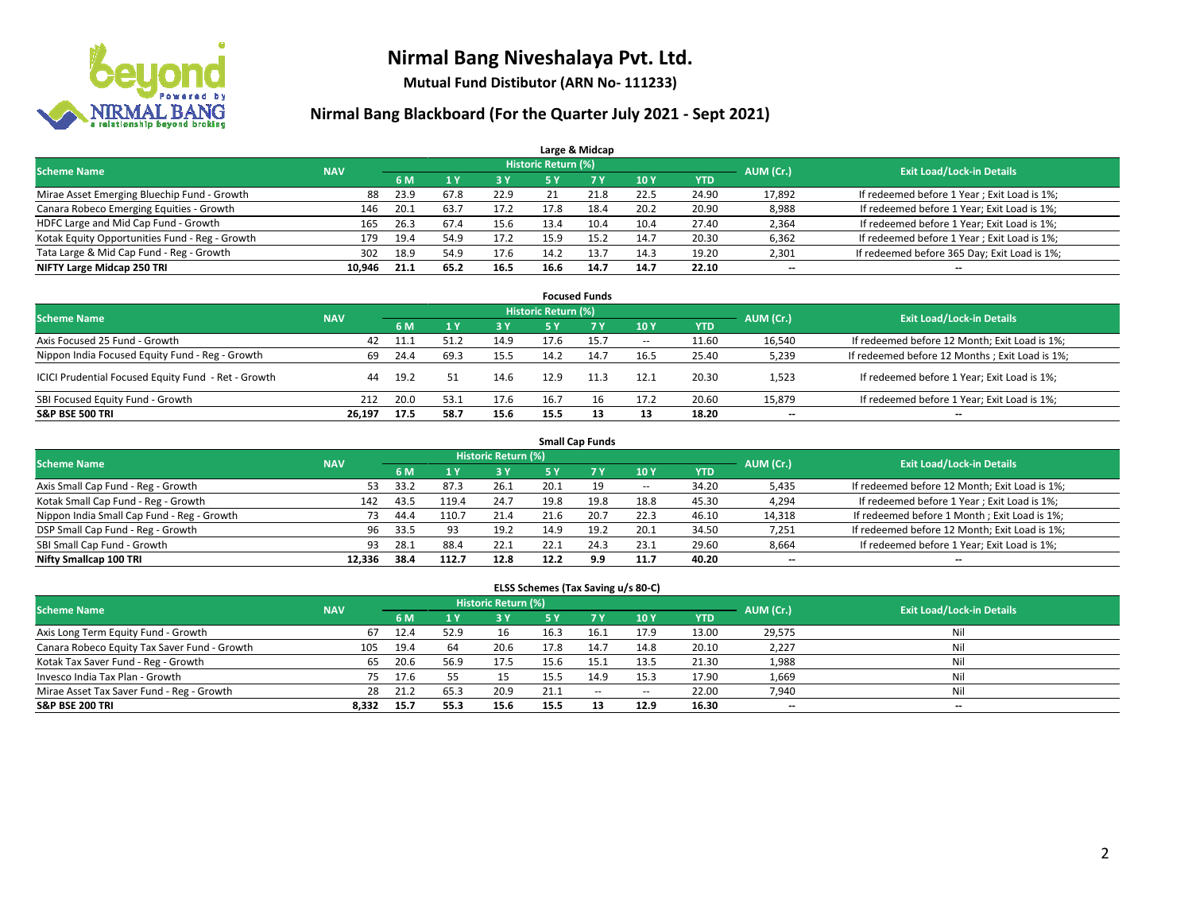# Nirmal Bang Niveshalaya Pvt. Ltd.

**Mutual Fund Distibutor (ARN No- 111233)**

## Nirmal Bang Blackboard (For the Quarter July 2021 - Sept 2021)

### Large & Midcap

| Scheme Name | NAV | Historic Return (%) | | | | | | | AUM (Cr.) | Exit Load/Lock-in Details |
|---|---|---|---|---|---|---|---|---|---|---|
| | | 6 M | 1 Y | 3 Y | 5 Y | 7 Y | 10 Y | YTD | | |
| Mirae Asset Emerging Bluechip Fund - Growth | 88 | 23.9 | 67.8 | 22.9 | 21 | 21.8 | 22.5 | 24.90 | 17,892 | If redeemed before 1 Year ; Exit Load is 1%; |
| Canara Robeco Emerging Equities - Growth | 146 | 20.1 | 63.7 | 17.2 | 17.8 | 18.4 | 20.2 | 20.90 | 8,988 | If redeemed before 1 Year; Exit Load is 1%; |
| HDFC Large and Mid Cap Fund - Growth | 165 | 26.3 | 67.4 | 15.6 | 13.4 | 10.4 | 10.4 | 27.40 | 2,364 | If redeemed before 1 Year; Exit Load is 1%; |
| Kotak Equity Opportunities Fund - Reg - Growth | 179 | 19.4 | 54.9 | 17.2 | 15.9 | 15.2 | 14.7 | 20.30 | 6,362 | If redeemed before 1 Year ; Exit Load is 1%; |
| Tata Large & Mid Cap Fund - Reg - Growth | 302 | 18.9 | 54.9 | 17.6 | 14.2 | 13.7 | 14.3 | 19.20 | 2,301 | If redeemed before 365 Day; Exit Load is 1%; |
| **NIFTY Large Midcap 250 TRI** | **10,946** | **21.1** | **65.2** | **16.5** | **16.6** | **14.7** | **14.7** | **22.10** | **--** | **--** |

### Focused Funds

| Scheme Name | NAV | Historic Return (%) | | | | | | | AUM (Cr.) | Exit Load/Lock-in Details |
|---|---|---|---|---|---|---|---|---|---|---|
| | | 6 M | 1 Y | 3 Y | 5 Y | 7 Y | 10 Y | YTD | | |
| Axis Focused 25 Fund - Growth | 42 | 11.1 | 51.2 | 14.9 | 17.6 | 15.7 | -- | 11.60 | 16,540 | If redeemed before 12 Month; Exit Load is 1%; |
| Nippon India Focused Equity Fund - Reg - Growth | 69 | 24.4 | 69.3 | 15.5 | 14.2 | 14.7 | 16.5 | 25.40 | 5,239 | If redeemed before 12 Months ; Exit Load is 1%; |
| ICICI Prudential Focused Equity Fund - Ret - Growth | 44 | 19.2 | 51 | 14.6 | 12.9 | 11.3 | 12.1 | 20.30 | 1,523 | If redeemed before 1 Year; Exit Load is 1%; |
| SBI Focused Equity Fund - Growth | 212 | 20.0 | 53.1 | 17.6 | 16.7 | 16 | 17.2 | 20.60 | 15,879 | If redeemed before 1 Year; Exit Load is 1%; |
| **S&P BSE 500 TRI** | **26,197** | **17.5** | **58.7** | **15.6** | **15.5** | **13** | **13** | **18.20** | **--** | **--** |

### Small Cap Funds

| Scheme Name | NAV | Historic Return (%) | | | | | | | AUM (Cr.) | Exit Load/Lock-in Details |
|---|---|---|---|---|---|---|---|---|---|---|
| | | 6 M | 1 Y | 3 Y | 5 Y | 7 Y | 10 Y | YTD | | |
| Axis Small Cap Fund - Reg - Growth | 53 | 33.2 | 87.3 | 26.1 | 20.1 | 19 | -- | 34.20 | 5,435 | If redeemed before 12 Month; Exit Load is 1%; |
| Kotak Small Cap Fund - Reg - Growth | 142 | 43.5 | 119.4 | 24.7 | 19.8 | 19.8 | 18.8 | 45.30 | 4,294 | If redeemed before 1 Year ; Exit Load is 1%; |
| Nippon India Small Cap Fund - Reg - Growth | 73 | 44.4 | 110.7 | 21.4 | 21.6 | 20.7 | 22.3 | 46.10 | 14,318 | If redeemed before 1 Month ; Exit Load is 1%; |
| DSP Small Cap Fund - Reg - Growth | 96 | 33.5 | 93 | 19.2 | 14.9 | 19.2 | 20.1 | 34.50 | 7,251 | If redeemed before 12 Month; Exit Load is 1%; |
| SBI Small Cap Fund - Growth | 93 | 28.1 | 88.4 | 22.1 | 22.1 | 24.3 | 23.1 | 29.60 | 8,664 | If redeemed before 1 Year; Exit Load is 1%; |
| **Nifty Smallcap 100 TRI** | **12,336** | **38.4** | **112.7** | **12.8** | **12.2** | **9.9** | **11.7** | **40.20** | **--** | **--** |

### ELSS Schemes (Tax Saving u/s 80-C)

| Scheme Name | NAV | Historic Return (%) | | | | | | | AUM (Cr.) | Exit Load/Lock-in Details |
|---|---|---|---|---|---|---|---|---|---|---|
| | | 6 M | 1 Y | 3 Y | 5 Y | 7 Y | 10 Y | YTD | | |
| Axis Long Term Equity Fund - Growth | 67 | 12.4 | 52.9 | 16 | 16.3 | 16.1 | 17.9 | 13.00 | 29,575 | Nil |
| Canara Robeco Equity Tax Saver Fund - Growth | 105 | 19.4 | 64 | 20.6 | 17.8 | 14.7 | 14.8 | 20.10 | 2,227 | Nil |
| Kotak Tax Saver Fund - Reg - Growth | 65 | 20.6 | 56.9 | 17.5 | 15.6 | 15.1 | 13.5 | 21.30 | 1,988 | Nil |
| Invesco India Tax Plan - Growth | 75 | 17.6 | 55 | 15 | 15.5 | 14.9 | 15.3 | 17.90 | 1,669 | Nil |
| Mirae Asset Tax Saver Fund - Reg - Growth | 28 | 21.2 | 65.3 | 20.9 | 21.1 | -- | -- | 22.00 | 7,940 | Nil |
| **S&P BSE 200 TRI** | **8,332** | **15.7** | **55.3** | **15.6** | **15.5** | **13** | **12.9** | **16.30** | **--** | **--** |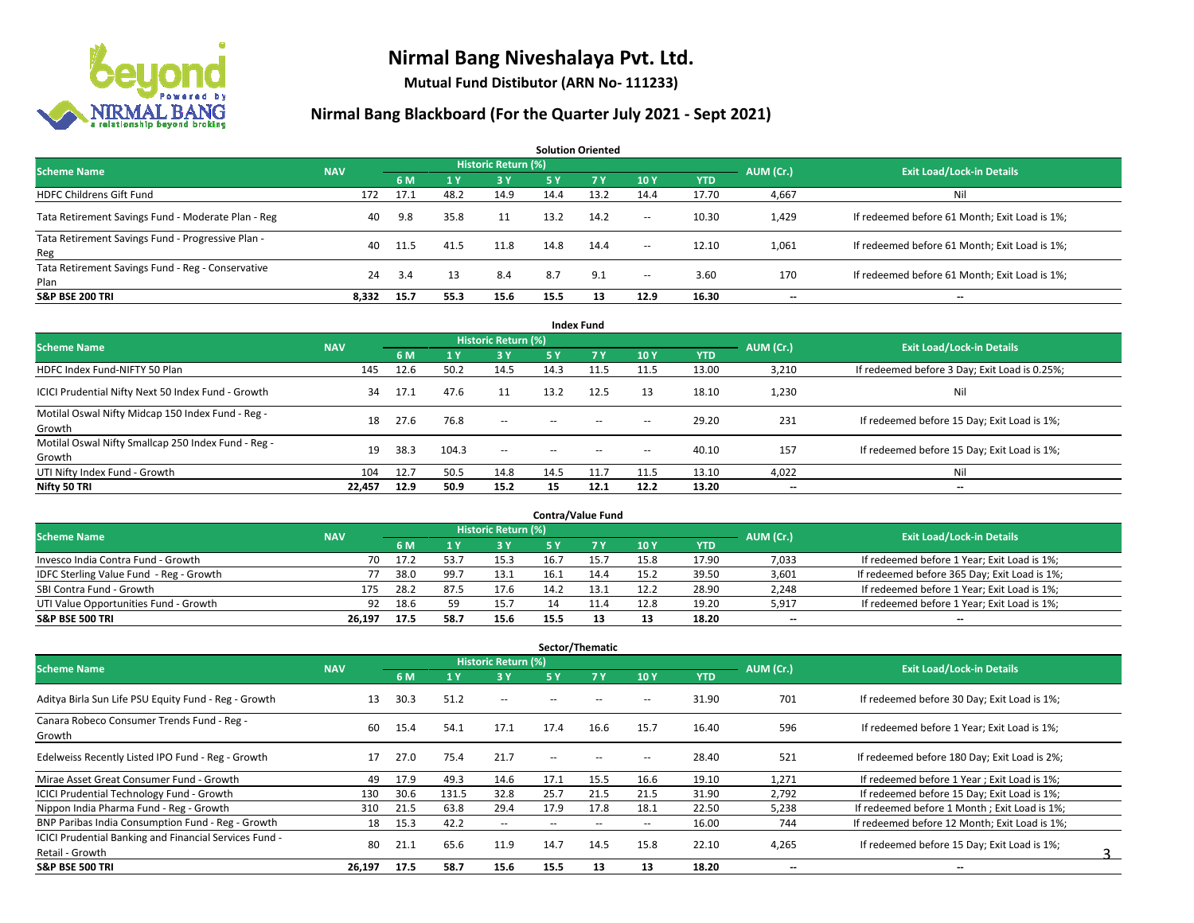# Nirmal Bang Niveshalaya Pvt. Ltd.

**Mutual Fund Distibutor (ARN No- 111233)**

## Nirmal Bang Blackboard (For the Quarter July 2021 - Sept 2021)

### Solution Oriented

| Scheme Name | NAV | Historic Return (%) | | | | | | | AUM (Cr.) | Exit Load/Lock-in Details |
|---|---|---|---|---|---|---|---|---|---|---|
| | | 6 M | 1 Y | 3 Y | 5 Y | 7 Y | 10 Y | YTD | | |
| HDFC Childrens Gift Fund | 172 | 17.1 | 48.2 | 14.9 | 14.4 | 13.2 | 14.4 | 17.70 | 4,667 | Nil |
| Tata Retirement Savings Fund - Moderate Plan - Reg | 40 | 9.8 | 35.8 | 11 | 13.2 | 14.2 | -- | 10.30 | 1,429 | If redeemed before 61 Month; Exit Load is 1%; |
| Tata Retirement Savings Fund - Progressive Plan - Reg | 40 | 11.5 | 41.5 | 11.8 | 14.8 | 14.4 | -- | 12.10 | 1,061 | If redeemed before 61 Month; Exit Load is 1%; |
| Tata Retirement Savings Fund - Reg - Conservative Plan | 24 | 3.4 | 13 | 8.4 | 8.7 | 9.1 | -- | 3.60 | 170 | If redeemed before 61 Month; Exit Load is 1%; |
| **S&P BSE 200 TRI** | **8,332** | **15.7** | **55.3** | **15.6** | **15.5** | **13** | **12.9** | **16.30** | **--** | **--** |

### Index Fund

| Scheme Name | NAV | Historic Return (%) | | | | | | | AUM (Cr.) | Exit Load/Lock-in Details |
|---|---|---|---|---|---|---|---|---|---|---|
| | | 6 M | 1 Y | 3 Y | 5 Y | 7 Y | 10 Y | YTD | | |
| HDFC Index Fund-NIFTY 50 Plan | 145 | 12.6 | 50.2 | 14.5 | 14.3 | 11.5 | 11.5 | 13.00 | 3,210 | If redeemed before 3 Day; Exit Load is 0.25%; |
| ICICI Prudential Nifty Next 50 Index Fund - Growth | 34 | 17.1 | 47.6 | 11 | 13.2 | 12.5 | 13 | 18.10 | 1,230 | Nil |
| Motilal Oswal Nifty Midcap 150 Index Fund - Reg - Growth | 18 | 27.6 | 76.8 | -- | -- | -- | -- | 29.20 | 231 | If redeemed before 15 Day; Exit Load is 1%; |
| Motilal Oswal Nifty Smallcap 250 Index Fund - Reg - Growth | 19 | 38.3 | 104.3 | -- | -- | -- | -- | 40.10 | 157 | If redeemed before 15 Day; Exit Load is 1%; |
| UTI Nifty Index Fund - Growth | 104 | 12.7 | 50.5 | 14.8 | 14.5 | 11.7 | 11.5 | 13.10 | 4,022 | Nil |
| **Nifty 50 TRI** | **22,457** | **12.9** | **50.9** | **15.2** | **15** | **12.1** | **12.2** | **13.20** | **--** | **--** |

### Contra/Value Fund

| Scheme Name | NAV | Historic Return (%) | | | | | | | AUM (Cr.) | Exit Load/Lock-in Details |
|---|---|---|---|---|---|---|---|---|---|---|
| | | 6 M | 1 Y | 3 Y | 5 Y | 7 Y | 10 Y | YTD | | |
| Invesco India Contra Fund - Growth | 70 | 17.2 | 53.7 | 15.3 | 16.7 | 15.7 | 15.8 | 17.90 | 7,033 | If redeemed before 1 Year; Exit Load is 1%; |
| IDFC Sterling Value Fund - Reg - Growth | 77 | 38.0 | 99.7 | 13.1 | 16.1 | 14.4 | 15.2 | 39.50 | 3,601 | If redeemed before 365 Day; Exit Load is 1%; |
| SBI Contra Fund - Growth | 175 | 28.2 | 87.5 | 17.6 | 14.2 | 13.1 | 12.2 | 28.90 | 2,248 | If redeemed before 1 Year; Exit Load is 1%; |
| UTI Value Opportunities Fund - Growth | 92 | 18.6 | 59 | 15.7 | 14 | 11.4 | 12.8 | 19.20 | 5,917 | If redeemed before 1 Year; Exit Load is 1%; |
| **S&P BSE 500 TRI** | **26,197** | **17.5** | **58.7** | **15.6** | **15.5** | **13** | **13** | **18.20** | **--** | **--** |

### Sector/Thematic

| Scheme Name | NAV | Historic Return (%) | | | | | | | AUM (Cr.) | Exit Load/Lock-in Details |
|---|---|---|---|---|---|---|---|---|---|---|
| | | 6 M | 1 Y | 3 Y | 5 Y | 7 Y | 10 Y | YTD | | |
| Aditya Birla Sun Life PSU Equity Fund - Reg - Growth | 13 | 30.3 | 51.2 | -- | -- | -- | -- | 31.90 | 701 | If redeemed before 30 Day; Exit Load is 1%; |
| Canara Robeco Consumer Trends Fund - Reg - Growth | 60 | 15.4 | 54.1 | 17.1 | 17.4 | 16.6 | 15.7 | 16.40 | 596 | If redeemed before 1 Year; Exit Load is 1%; |
| Edelweiss Recently Listed IPO Fund - Reg - Growth | 17 | 27.0 | 75.4 | 21.7 | -- | -- | -- | 28.40 | 521 | If redeemed before 180 Day; Exit Load is 2%; |
| Mirae Asset Great Consumer Fund - Growth | 49 | 17.9 | 49.3 | 14.6 | 17.1 | 15.5 | 16.6 | 19.10 | 1,271 | If redeemed before 1 Year ; Exit Load is 1%; |
| ICICI Prudential Technology Fund - Growth | 130 | 30.6 | 131.5 | 32.8 | 25.7 | 21.5 | 21.5 | 31.90 | 2,792 | If redeemed before 15 Day; Exit Load is 1%; |
| Nippon India Pharma Fund - Reg - Growth | 310 | 21.5 | 63.8 | 29.4 | 17.9 | 17.8 | 18.1 | 22.50 | 5,238 | If redeemed before 1 Month ; Exit Load is 1%; |
| BNP Paribas India Consumption Fund - Reg - Growth | 18 | 15.3 | 42.2 | -- | -- | -- | -- | 16.00 | 744 | If redeemed before 12 Month; Exit Load is 1%; |
| ICICI Prudential Banking and Financial Services Fund - Retail - Growth | 80 | 21.1 | 65.6 | 11.9 | 14.7 | 14.5 | 15.8 | 22.10 | 4,265 | If redeemed before 15 Day; Exit Load is 1%; |
| **S&P BSE 500 TRI** | **26,197** | **17.5** | **58.7** | **15.6** | **15.5** | **13** | **13** | **18.20** | **--** | **--** |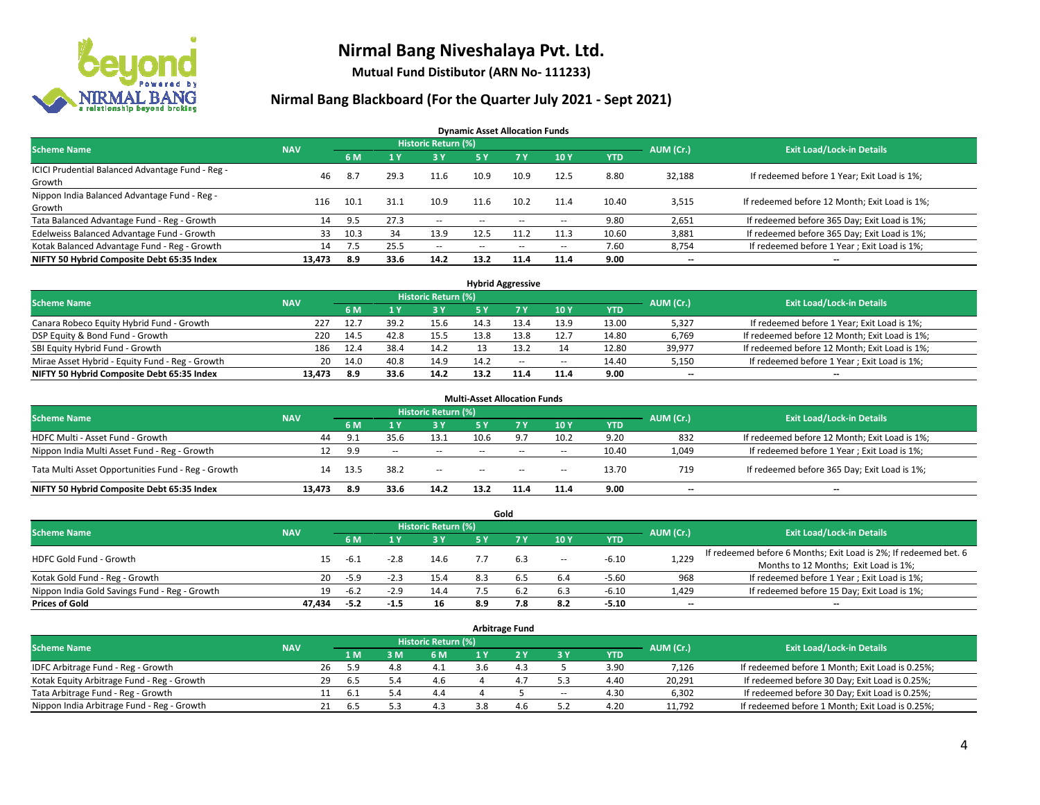# Nirmal Bang Niveshalaya Pvt. Ltd.

**Mutual Fund Distibutor (ARN No- 111233)**

## Nirmal Bang Blackboard (For the Quarter July 2021 - Sept 2021)

### Dynamic Asset Allocation Funds

| Scheme Name | NAV | Historic Return (%) | | | | | | | AUM (Cr.) | Exit Load/Lock-in Details |
|---|---|---|---|---|---|---|---|---|---|---|
| | | 6 M | 1 Y | 3 Y | 5 Y | 7 Y | 10 Y | YTD | | |
| ICICI Prudential Balanced Advantage Fund - Reg - Growth | 46 | 8.7 | 29.3 | 11.6 | 10.9 | 10.9 | 12.5 | 8.80 | 32,188 | If redeemed before 1 Year; Exit Load is 1%; |
| Nippon India Balanced Advantage Fund - Reg - Growth | 116 | 10.1 | 31.1 | 10.9 | 11.6 | 10.2 | 11.4 | 10.40 | 3,515 | If redeemed before 12 Month; Exit Load is 1%; |
| Tata Balanced Advantage Fund - Reg - Growth | 14 | 9.5 | 27.3 | -- | -- | -- | -- | 9.80 | 2,651 | If redeemed before 365 Day; Exit Load is 1%; |
| Edelweiss Balanced Advantage Fund - Growth | 33 | 10.3 | 34 | 13.9 | 12.5 | 11.2 | 11.3 | 10.60 | 3,881 | If redeemed before 365 Day; Exit Load is 1%; |
| Kotak Balanced Advantage Fund - Reg - Growth | 14 | 7.5 | 25.5 | -- | -- | -- | -- | 7.60 | 8,754 | If redeemed before 1 Year ; Exit Load is 1%; |
| **NIFTY 50 Hybrid Composite Debt 65:35 Index** | **13,473** | **8.9** | **33.6** | **14.2** | **13.2** | **11.4** | **11.4** | **9.00** | **--** | **--** |

### Hybrid Aggressive

| Scheme Name | NAV | Historic Return (%) | | | | | | | AUM (Cr.) | Exit Load/Lock-in Details |
|---|---|---|---|---|---|---|---|---|---|---|
| | | 6 M | 1 Y | 3 Y | 5 Y | 7 Y | 10 Y | YTD | | |
| Canara Robeco Equity Hybrid Fund - Growth | 227 | 12.7 | 39.2 | 15.6 | 14.3 | 13.4 | 13.9 | 13.00 | 5,327 | If redeemed before 1 Year; Exit Load is 1%; |
| DSP Equity & Bond Fund - Growth | 220 | 14.5 | 42.8 | 15.5 | 13.8 | 13.8 | 12.7 | 14.80 | 6,769 | If redeemed before 12 Month; Exit Load is 1%; |
| SBI Equity Hybrid Fund - Growth | 186 | 12.4 | 38.4 | 14.2 | 13 | 13.2 | 14 | 12.80 | 39,977 | If redeemed before 12 Month; Exit Load is 1%; |
| Mirae Asset Hybrid - Equity Fund - Reg - Growth | 20 | 14.0 | 40.8 | 14.9 | 14.2 | -- | -- | 14.40 | 5,150 | If redeemed before 1 Year ; Exit Load is 1%; |
| **NIFTY 50 Hybrid Composite Debt 65:35 Index** | **13,473** | **8.9** | **33.6** | **14.2** | **13.2** | **11.4** | **11.4** | **9.00** | **--** | **--** |

### Multi-Asset Allocation Funds

| Scheme Name | NAV | Historic Return (%) | | | | | | | AUM (Cr.) | Exit Load/Lock-in Details |
|---|---|---|---|---|---|---|---|---|---|---|
| | | 6 M | 1 Y | 3 Y | 5 Y | 7 Y | 10 Y | YTD | | |
| HDFC Multi - Asset Fund - Growth | 44 | 9.1 | 35.6 | 13.1 | 10.6 | 9.7 | 10.2 | 9.20 | 832 | If redeemed before 12 Month; Exit Load is 1%; |
| Nippon India Multi Asset Fund - Reg - Growth | 12 | 9.9 | -- | -- | -- | -- | -- | 10.40 | 1,049 | If redeemed before 1 Year ; Exit Load is 1%; |
| Tata Multi Asset Opportunities Fund - Reg - Growth | 14 | 13.5 | 38.2 | -- | -- | -- | -- | 13.70 | 719 | If redeemed before 365 Day; Exit Load is 1%; |
| **NIFTY 50 Hybrid Composite Debt 65:35 Index** | **13,473** | **8.9** | **33.6** | **14.2** | **13.2** | **11.4** | **11.4** | **9.00** | **--** | **--** |

### Gold

| Scheme Name | NAV | Historic Return (%) | | | | | | | AUM (Cr.) | Exit Load/Lock-in Details |
|---|---|---|---|---|---|---|---|---|---|---|
| | | 6 M | 1 Y | 3 Y | 5 Y | 7 Y | 10 Y | YTD | | |
| HDFC Gold Fund - Growth | 15 | -6.1 | -2.8 | 14.6 | 7.7 | 6.3 | -- | -6.10 | 1,229 | If redeemed before 6 Months; Exit Load is 2%; If redeemed bet. 6 Months to 12 Months; Exit Load is 1%; |
| Kotak Gold Fund - Reg - Growth | 20 | -5.9 | -2.3 | 15.4 | 8.3 | 6.5 | 6.4 | -5.60 | 968 | If redeemed before 1 Year ; Exit Load is 1%; |
| Nippon India Gold Savings Fund - Reg - Growth | 19 | -6.2 | -2.9 | 14.4 | 7.5 | 6.2 | 6.3 | -6.10 | 1,429 | If redeemed before 15 Day; Exit Load is 1%; |
| **Prices of Gold** | **47,434** | **-5.2** | **-1.5** | **16** | **8.9** | **7.8** | **8.2** | **-5.10** | **--** | **--** |

### Arbitrage Fund

| Scheme Name | NAV | Historic Return (%) | | | | | | | AUM (Cr.) | Exit Load/Lock-in Details |
|---|---|---|---|---|---|---|---|---|---|---|
| | | 1 M | 3 M | 6 M | 1 Y | 2 Y | 3 Y | YTD | | |
| IDFC Arbitrage Fund - Reg - Growth | 26 | 5.9 | 4.8 | 4.1 | 3.6 | 4.3 | 5 | 3.90 | 7,126 | If redeemed before 1 Month; Exit Load is 0.25%; |
| Kotak Equity Arbitrage Fund - Reg - Growth | 29 | 6.5 | 5.4 | 4.6 | 4 | 4.7 | 5.3 | 4.40 | 20,291 | If redeemed before 30 Day; Exit Load is 0.25%; |
| Tata Arbitrage Fund - Reg - Growth | 11 | 6.1 | 5.4 | 4.4 | 4 | 5 | -- | 4.30 | 6,302 | If redeemed before 30 Day; Exit Load is 0.25%; |
| Nippon India Arbitrage Fund - Reg - Growth | 21 | 6.5 | 5.3 | 4.3 | 3.8 | 4.6 | 5.2 | 4.20 | 11,792 | If redeemed before 1 Month; Exit Load is 0.25%; |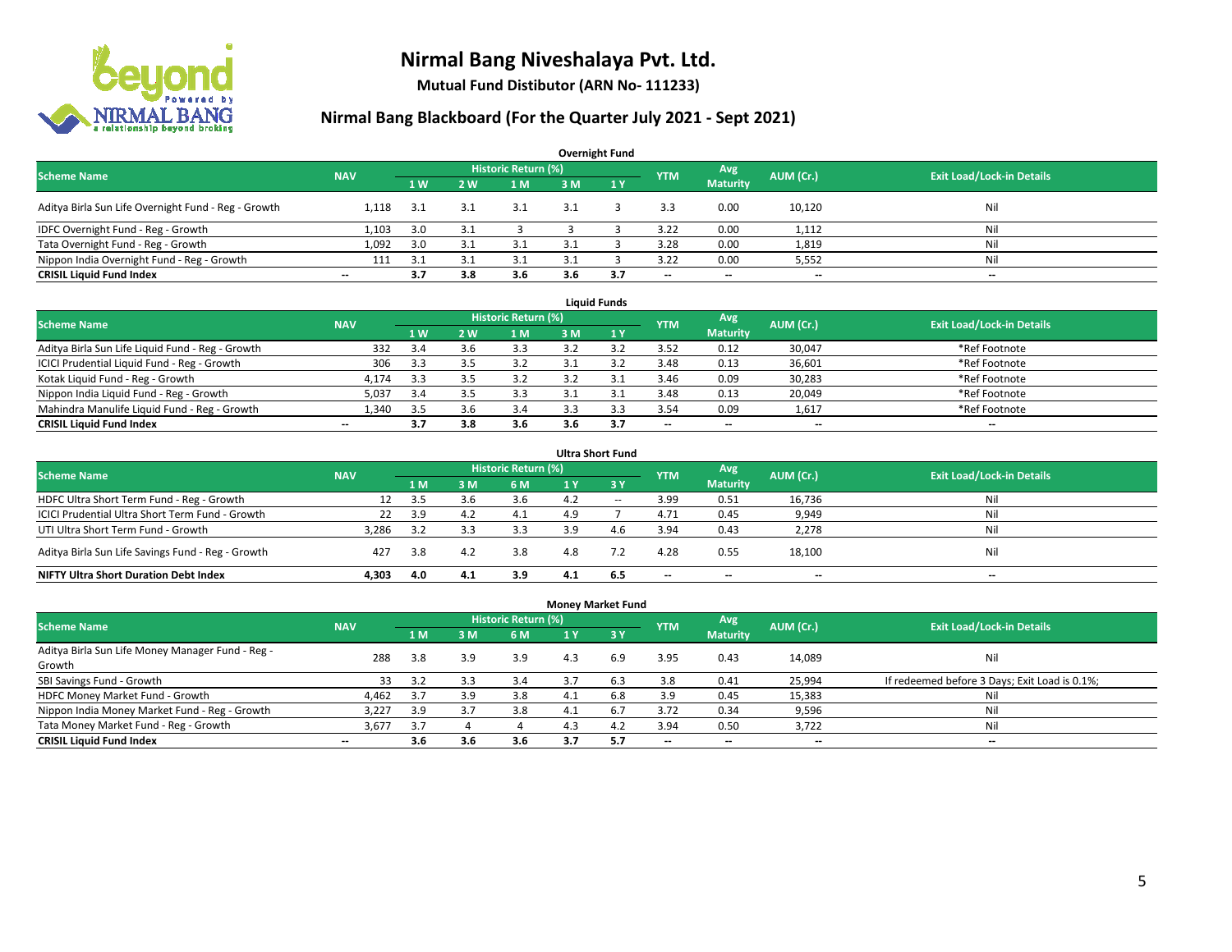# Nirmal Bang Niveshalaya Pvt. Ltd.

**Mutual Fund Distibutor (ARN No- 111233)**

## Nirmal Bang Blackboard (For the Quarter July 2021 - Sept 2021)

### Overnight Fund

| Scheme Name | NAV | Historic Return (%) | | | | | YTM | Avg Maturity | AUM (Cr.) | Exit Load/Lock-in Details |
|---|---|---|---|---|---|---|---|---|---|---|
| | | 1 W | 2 W | 1 M | 3 M | 1 Y | | | | |
| Aditya Birla Sun Life Overnight Fund - Reg - Growth | 1,118 | 3.1 | 3.1 | 3.1 | 3.1 | 3 | 3.3 | 0.00 | 10,120 | Nil |
| IDFC Overnight Fund - Reg - Growth | 1,103 | 3.0 | 3.1 | 3 | 3 | 3 | 3.22 | 0.00 | 1,112 | Nil |
| Tata Overnight Fund - Reg - Growth | 1,092 | 3.0 | 3.1 | 3.1 | 3.1 | 3 | 3.28 | 0.00 | 1,819 | Nil |
| Nippon India Overnight Fund - Reg - Growth | 111 | 3.1 | 3.1 | 3.1 | 3.1 | 3 | 3.22 | 0.00 | 5,552 | Nil |
| **CRISIL Liquid Fund Index** | -- | **3.7** | **3.8** | **3.6** | **3.6** | **3.7** | -- | -- | -- | -- |

### Liquid Funds

| Scheme Name | NAV | Historic Return (%) | | | | | YTM | Avg Maturity | AUM (Cr.) | Exit Load/Lock-in Details |
|---|---|---|---|---|---|---|---|---|---|---|
| | | 1 W | 2 W | 1 M | 3 M | 1 Y | | | | |
| Aditya Birla Sun Life Liquid Fund - Reg - Growth | 332 | 3.4 | 3.6 | 3.3 | 3.2 | 3.2 | 3.52 | 0.12 | 30,047 | *Ref Footnote |
| ICICI Prudential Liquid Fund - Reg - Growth | 306 | 3.3 | 3.5 | 3.2 | 3.1 | 3.2 | 3.48 | 0.13 | 36,601 | *Ref Footnote |
| Kotak Liquid Fund - Reg - Growth | 4,174 | 3.3 | 3.5 | 3.2 | 3.2 | 3.1 | 3.46 | 0.09 | 30,283 | *Ref Footnote |
| Nippon India Liquid Fund - Reg - Growth | 5,037 | 3.4 | 3.5 | 3.3 | 3.1 | 3.1 | 3.48 | 0.13 | 20,049 | *Ref Footnote |
| Mahindra Manulife Liquid Fund - Reg - Growth | 1,340 | 3.5 | 3.6 | 3.4 | 3.3 | 3.3 | 3.54 | 0.09 | 1,617 | *Ref Footnote |
| **CRISIL Liquid Fund Index** | -- | **3.7** | **3.8** | **3.6** | **3.6** | **3.7** | -- | -- | -- | -- |

### Ultra Short Fund

| Scheme Name | NAV | Historic Return (%) | | | | | YTM | Avg Maturity | AUM (Cr.) | Exit Load/Lock-in Details |
|---|---|---|---|---|---|---|---|---|---|---|
| | | 1 M | 3 M | 6 M | 1 Y | 3 Y | | | | |
| HDFC Ultra Short Term Fund - Reg - Growth | 12 | 3.5 | 3.6 | 3.6 | 4.2 | -- | 3.99 | 0.51 | 16,736 | Nil |
| ICICI Prudential Ultra Short Term Fund - Growth | 22 | 3.9 | 4.2 | 4.1 | 4.9 | 7 | 4.71 | 0.45 | 9,949 | Nil |
| UTI Ultra Short Term Fund - Growth | 3,286 | 3.2 | 3.3 | 3.3 | 3.9 | 4.6 | 3.94 | 0.43 | 2,278 | Nil |
| Aditya Birla Sun Life Savings Fund - Reg - Growth | 427 | 3.8 | 4.2 | 3.8 | 4.8 | 7.2 | 4.28 | 0.55 | 18,100 | Nil |
| **NIFTY Ultra Short Duration Debt Index** | **4,303** | **4.0** | **4.1** | **3.9** | **4.1** | **6.5** | -- | -- | -- | -- |

### Money Market Fund

| Scheme Name | NAV | Historic Return (%) | | | | | YTM | Avg Maturity | AUM (Cr.) | Exit Load/Lock-in Details |
|---|---|---|---|---|---|---|---|---|---|---|
| | | 1 M | 3 M | 6 M | 1 Y | 3 Y | | | | |
| Aditya Birla Sun Life Money Manager Fund - Reg - Growth | 288 | 3.8 | 3.9 | 3.9 | 4.3 | 6.9 | 3.95 | 0.43 | 14,089 | Nil |
| SBI Savings Fund - Growth | 33 | 3.2 | 3.3 | 3.4 | 3.7 | 6.3 | 3.8 | 0.41 | 25,994 | If redeemed before 3 Days; Exit Load is 0.1%; |
| HDFC Money Market Fund - Growth | 4,462 | 3.7 | 3.9 | 3.8 | 4.1 | 6.8 | 3.9 | 0.45 | 15,383 | Nil |
| Nippon India Money Market Fund - Reg - Growth | 3,227 | 3.9 | 3.7 | 3.8 | 4.1 | 6.7 | 3.72 | 0.34 | 9,596 | Nil |
| Tata Money Market Fund - Reg - Growth | 3,677 | 3.7 | 4 | 4 | 4.3 | 4.2 | 3.94 | 0.50 | 3,722 | Nil |
| **CRISIL Liquid Fund Index** | -- | **3.6** | **3.6** | **3.6** | **3.7** | **5.7** | -- | -- | -- | -- |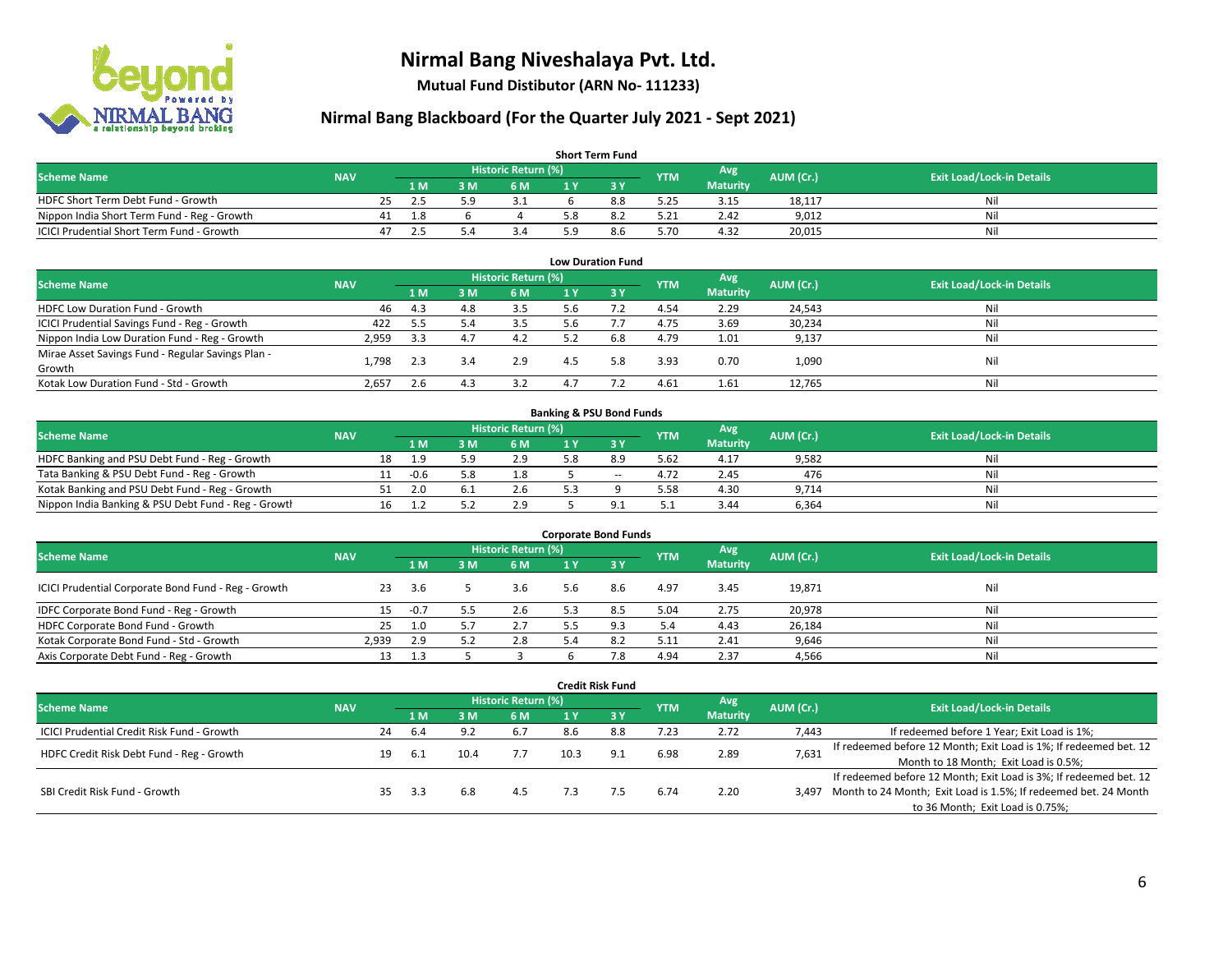# Nirmal Bang Niveshalaya Pvt. Ltd.

**Mutual Fund Distibutor (ARN No- 111233)**

## Nirmal Bang Blackboard (For the Quarter July 2021 - Sept 2021)

### Short Term Fund

| Scheme Name | NAV | Historic Return (%) | | | | | YTM | Avg Maturity | AUM (Cr.) | Exit Load/Lock-in Details |
|---|---|---|---|---|---|---|---|---|---|---|
| | | 1 M | 3 M | 6 M | 1 Y | 3 Y | | | | |
| HDFC Short Term Debt Fund - Growth | 25 | 2.5 | 5.9 | 3.1 | 6 | 8.8 | 5.25 | 3.15 | 18,117 | Nil |
| Nippon India Short Term Fund - Reg - Growth | 41 | 1.8 | 6 | 4 | 5.8 | 8.2 | 5.21 | 2.42 | 9,012 | Nil |
| ICICI Prudential Short Term Fund - Growth | 47 | 2.5 | 5.4 | 3.4 | 5.9 | 8.6 | 5.70 | 4.32 | 20,015 | Nil |

### Low Duration Fund

| Scheme Name | NAV | Historic Return (%) | | | | | YTM | Avg Maturity | AUM (Cr.) | Exit Load/Lock-in Details |
|---|---|---|---|---|---|---|---|---|---|---|
| | | 1 M | 3 M | 6 M | 1 Y | 3 Y | | | | |
| HDFC Low Duration Fund - Growth | 46 | 4.3 | 4.8 | 3.5 | 5.6 | 7.2 | 4.54 | 2.29 | 24,543 | Nil |
| ICICI Prudential Savings Fund - Reg - Growth | 422 | 5.5 | 5.4 | 3.5 | 5.6 | 7.7 | 4.75 | 3.69 | 30,234 | Nil |
| Nippon India Low Duration Fund - Reg - Growth | 2,959 | 3.3 | 4.7 | 4.2 | 5.2 | 6.8 | 4.79 | 1.01 | 9,137 | Nil |
| Mirae Asset Savings Fund - Regular Savings Plan - Growth | 1,798 | 2.3 | 3.4 | 2.9 | 4.5 | 5.8 | 3.93 | 0.70 | 1,090 | Nil |
| Kotak Low Duration Fund - Std - Growth | 2,657 | 2.6 | 4.3 | 3.2 | 4.7 | 7.2 | 4.61 | 1.61 | 12,765 | Nil |

### Banking & PSU Bond Funds

| Scheme Name | NAV | Historic Return (%) | | | | | YTM | Avg Maturity | AUM (Cr.) | Exit Load/Lock-in Details |
|---|---|---|---|---|---|---|---|---|---|---|
| | | 1 M | 3 M | 6 M | 1 Y | 3 Y | | | | |
| HDFC Banking and PSU Debt Fund - Reg - Growth | 18 | 1.9 | 5.9 | 2.9 | 5.8 | 8.9 | 5.62 | 4.17 | 9,582 | Nil |
| Tata Banking & PSU Debt Fund - Reg - Growth | 11 | -0.6 | 5.8 | 1.8 | 5 | -- | 4.72 | 2.45 | 476 | Nil |
| Kotak Banking and PSU Debt Fund - Reg - Growth | 51 | 2.0 | 6.1 | 2.6 | 5.3 | 9 | 5.58 | 4.30 | 9,714 | Nil |
| Nippon India Banking & PSU Debt Fund - Reg - Growth | 16 | 1.2 | 5.2 | 2.9 | 5 | 9.1 | 5.1 | 3.44 | 6,364 | Nil |

### Corporate Bond Funds

| Scheme Name | NAV | Historic Return (%) | | | | | YTM | Avg Maturity | AUM (Cr.) | Exit Load/Lock-in Details |
|---|---|---|---|---|---|---|---|---|---|---|
| | | 1 M | 3 M | 6 M | 1 Y | 3 Y | | | | |
| ICICI Prudential Corporate Bond Fund - Reg - Growth | 23 | 3.6 | 5 | 3.6 | 5.6 | 8.6 | 4.97 | 3.45 | 19,871 | Nil |
| IDFC Corporate Bond Fund - Reg - Growth | 15 | -0.7 | 5.5 | 2.6 | 5.3 | 8.5 | 5.04 | 2.75 | 20,978 | Nil |
| HDFC Corporate Bond Fund - Growth | 25 | 1.0 | 5.7 | 2.7 | 5.5 | 9.3 | 5.4 | 4.43 | 26,184 | Nil |
| Kotak Corporate Bond Fund - Std - Growth | 2,939 | 2.9 | 5.2 | 2.8 | 5.4 | 8.2 | 5.11 | 2.41 | 9,646 | Nil |
| Axis Corporate Debt Fund - Reg - Growth | 13 | 1.3 | 5 | 3 | 6 | 7.8 | 4.94 | 2.37 | 4,566 | Nil |

### Credit Risk Fund

| Scheme Name | NAV | Historic Return (%) | | | | | YTM | Avg Maturity | AUM (Cr.) | Exit Load/Lock-in Details |
|---|---|---|---|---|---|---|---|---|---|---|
| | | 1 M | 3 M | 6 M | 1 Y | 3 Y | | | | |
| ICICI Prudential Credit Risk Fund - Growth | 24 | 6.4 | 9.2 | 6.7 | 8.6 | 8.8 | 7.23 | 2.72 | 7,443 | If redeemed before 1 Year; Exit Load is 1%; |
| HDFC Credit Risk Debt Fund - Reg - Growth | 19 | 6.1 | 10.4 | 7.7 | 10.3 | 9.1 | 6.98 | 2.89 | 7,631 | If redeemed before 12 Month; Exit Load is 1%; If redeemed bet. 12 Month to 18 Month; Exit Load is 0.5%; |
| SBI Credit Risk Fund - Growth | 35 | 3.3 | 6.8 | 4.5 | 7.3 | 7.5 | 6.74 | 2.20 | 3,497 | If redeemed before 12 Month; Exit Load is 3%; If redeemed bet. 12 Month to 24 Month; Exit Load is 1.5%; If redeemed bet. 24 Month to 36 Month; Exit Load is 0.75%; |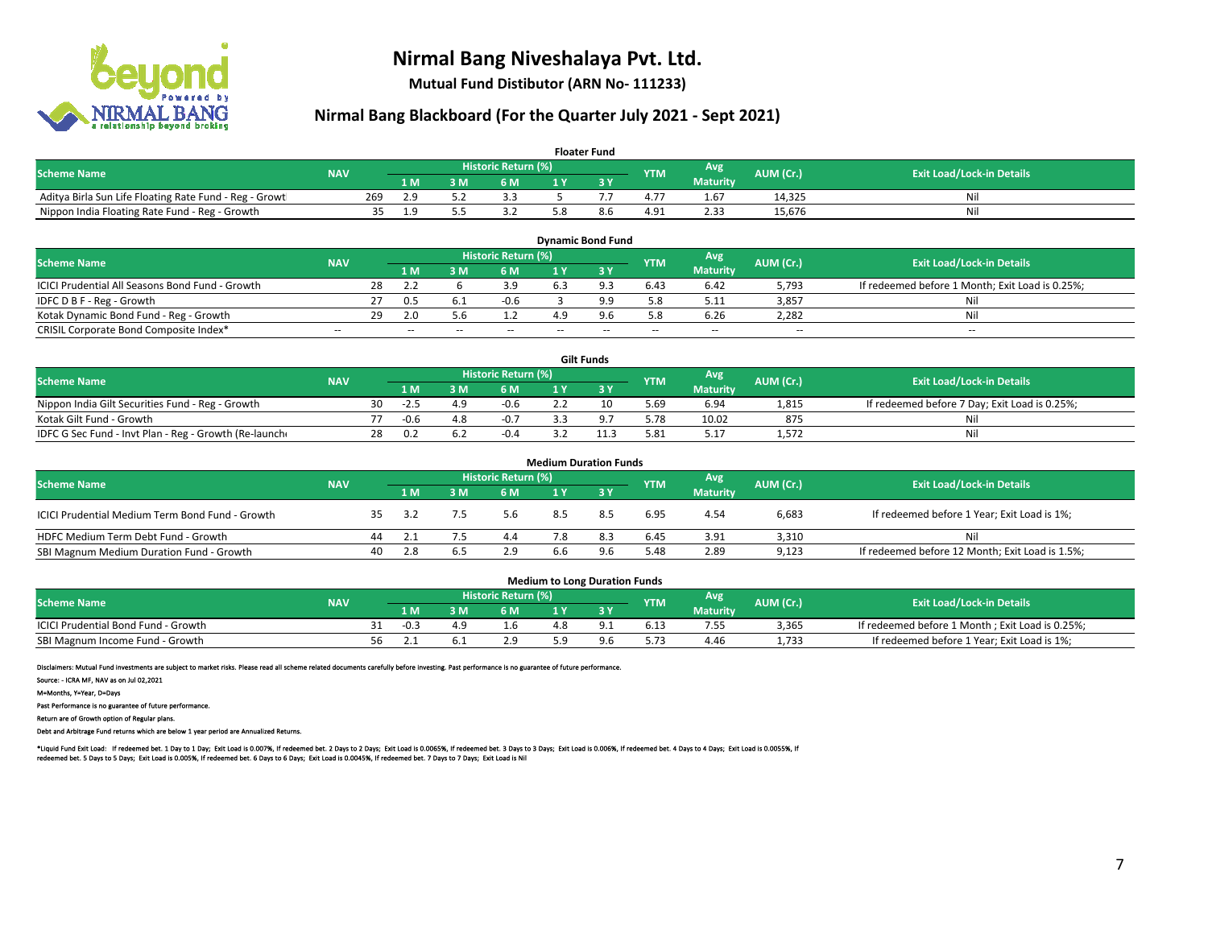# Nirmal Bang Niveshalaya Pvt. Ltd.

**Mutual Fund Distibutor (ARN No- 111233)**

## Nirmal Bang Blackboard (For the Quarter July 2021 - Sept 2021)

### Floater Fund

| Scheme Name | NAV | Historic Return (%) 1 M | 3 M | 6 M | 1 Y | 3 Y | YTM | Avg Maturity | AUM (Cr.) | Exit Load/Lock-in Details |
|---|---|---|---|---|---|---|---|---|---|---|
| Aditya Birla Sun Life Floating Rate Fund - Reg - Growt | 269 | 2.9 | 5.2 | 3.3 | 5 | 7.7 | 4.77 | 1.67 | 14,325 | Nil |
| Nippon India Floating Rate Fund - Reg - Growth | 35 | 1.9 | 5.5 | 3.2 | 5.8 | 8.6 | 4.91 | 2.33 | 15,676 | Nil |

### Dynamic Bond Fund

| Scheme Name | NAV | Historic Return (%) 1 M | 3 M | 6 M | 1 Y | 3 Y | YTM | Avg Maturity | AUM (Cr.) | Exit Load/Lock-in Details |
|---|---|---|---|---|---|---|---|---|---|---|
| ICICI Prudential All Seasons Bond Fund - Growth | 28 | 2.2 | 6 | 3.9 | 6.3 | 9.3 | 6.43 | 6.42 | 5,793 | If redeemed before 1 Month; Exit Load is 0.25%; |
| IDFC D B F - Reg - Growth | 27 | 0.5 | 6.1 | -0.6 | 3 | 9.9 | 5.8 | 5.11 | 3,857 | Nil |
| Kotak Dynamic Bond Fund - Reg - Growth | 29 | 2.0 | 5.6 | 1.2 | 4.9 | 9.6 | 5.8 | 6.26 | 2,282 | Nil |
| CRISIL Corporate Bond Composite Index* | -- | -- | -- | -- | -- | -- | -- | -- | -- | -- |

### Gilt Funds

| Scheme Name | NAV | Historic Return (%) 1 M | 3 M | 6 M | 1 Y | 3 Y | YTM | Avg Maturity | AUM (Cr.) | Exit Load/Lock-in Details |
|---|---|---|---|---|---|---|---|---|---|---|
| Nippon India Gilt Securities Fund - Reg - Growth | 30 | -2.5 | 4.9 | -0.6 | 2.2 | 10 | 5.69 | 6.94 | 1,815 | If redeemed before 7 Day; Exit Load is 0.25%; |
| Kotak Gilt Fund - Growth | 77 | -0.6 | 4.8 | -0.7 | 3.3 | 9.7 | 5.78 | 10.02 | 875 | Nil |
| IDFC G Sec Fund - Invt Plan - Reg - Growth (Re-launch | 28 | 0.2 | 6.2 | -0.4 | 3.2 | 11.3 | 5.81 | 5.17 | 1,572 | Nil |

### Medium Duration Funds

| Scheme Name | NAV | Historic Return (%) 1 M | 3 M | 6 M | 1 Y | 3 Y | YTM | Avg Maturity | AUM (Cr.) | Exit Load/Lock-in Details |
|---|---|---|---|---|---|---|---|---|---|---|
| ICICI Prudential Medium Term Bond Fund - Growth | 35 | 3.2 | 7.5 | 5.6 | 8.5 | 8.5 | 6.95 | 4.54 | 6,683 | If redeemed before 1 Year; Exit Load is 1%; |
| HDFC Medium Term Debt Fund - Growth | 44 | 2.1 | 7.5 | 4.4 | 7.8 | 8.3 | 6.45 | 3.91 | 3,310 | Nil |
| SBI Magnum Medium Duration Fund - Growth | 40 | 2.8 | 6.5 | 2.9 | 6.6 | 9.6 | 5.48 | 2.89 | 9,123 | If redeemed before 12 Month; Exit Load is 1.5%; |

### Medium to Long Duration Funds

| Scheme Name | NAV | Historic Return (%) 1 M | 3 M | 6 M | 1 Y | 3 Y | YTM | Avg Maturity | AUM (Cr.) | Exit Load/Lock-in Details |
|---|---|---|---|---|---|---|---|---|---|---|
| ICICI Prudential Bond Fund - Growth | 31 | -0.3 | 4.9 | 1.6 | 4.8 | 9.1 | 6.13 | 7.55 | 3,365 | If redeemed before 1 Month ; Exit Load is 0.25%; |
| SBI Magnum Income Fund - Growth | 56 | 2.1 | 6.1 | 2.9 | 5.9 | 9.6 | 5.73 | 4.46 | 1,733 | If redeemed before 1 Year; Exit Load is 1%; |

Disclaimers: Mutual Fund investments are subject to market risks. Please read all scheme related documents carefully before investing. Past performance is no guarantee of future performance.

Source: - ICRA MF, NAV as on Jul 02,2021

M=Months, Y=Year, D=Days

Past Performance is no guarantee of future performance.

Return are of Growth option of Regular plans.

Debt and Arbitrage Fund returns which are below 1 year period are Annualized Returns.

*Liquid Fund Exit Load: If redeemed bet. 1 Day to 1 Day; Exit Load is 0.007%, If redeemed bet. 2 Days to 2 Days; Exit Load is 0.0065%, If redeemed bet. 3 Days to 3 Days; Exit Load is 0.006%, If redeemed bet. 4 Days to 4 Days; Exit Load is 0.0055%, If redeemed bet. 5 Days to 5 Days; Exit Load is 0.005%, If redeemed bet. 6 Days to 6 Days; Exit Load is 0.0045%, If redeemed bet. 7 Days to 7 Days; Exit Load is Nil